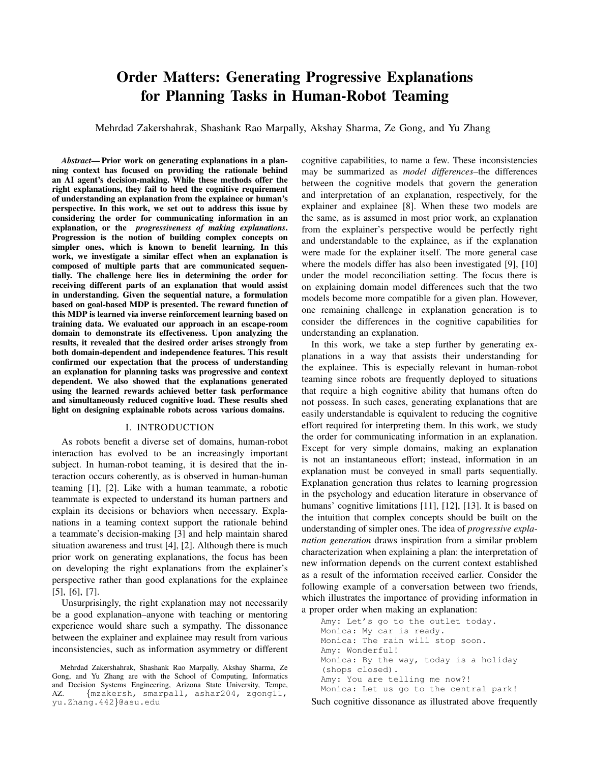# Order Matters: Generating Progressive Explanations for Planning Tasks in Human-Robot Teaming

Mehrdad Zakershahrak, Shashank Rao Marpally, Akshay Sharma, Ze Gong, and Yu Zhang

***Abstract*— Prior work on generating explanations in a planning context has focused on providing the rationale behind an AI agent's decision-making. While these methods offer the right explanations, they fail to heed the cognitive requirement of understanding an explanation from the explainee or human's perspective. In this work, we set out to address this issue by considering the order for communicating information in an explanation, or the *progressiveness of making explanations*. Progression is the notion of building complex concepts on simpler ones, which is known to benefit learning. In this work, we investigate a similar effect when an explanation is composed of multiple parts that are communicated sequentially. The challenge here lies in determining the order for receiving different parts of an explanation that would assist in understanding. Given the sequential nature, a formulation based on goal-based MDP is presented. The reward function of this MDP is learned via inverse reinforcement learning based on training data. We evaluated our approach in an escape-room domain to demonstrate its effectiveness. Upon analyzing the results, it revealed that the desired order arises strongly from both domain-dependent and independence features. This result confirmed our expectation that the process of understanding an explanation for planning tasks was progressive and context dependent. We also showed that the explanations generated using the learned rewards achieved better task performance and simultaneously reduced cognitive load. These results shed light on designing explainable robots across various domains.**

## I. INTRODUCTION

As robots benefit a diverse set of domains, human-robot interaction has evolved to be an increasingly important subject. In human-robot teaming, it is desired that the interaction occurs coherently, as is observed in human-human teaming [1], [2]. Like with a human teammate, a robotic teammate is expected to understand its human partners and explain its decisions or behaviors when necessary. Explanations in a teaming context support the rationale behind a teammate's decision-making [3] and help maintain shared situation awareness and trust [4], [2]. Although there is much prior work on generating explanations, the focus has been on developing the right explanations from the explainer's perspective rather than good explanations for the explainee [5], [6], [7].

Unsurprisingly, the right explanation may not necessarily be a good explanation–anyone with teaching or mentoring experience would share such a sympathy. The dissonance between the explainer and explainee may result from various inconsistencies, such as information asymmetry or different cognitive capabilities, to name a few. These inconsistencies may be summarized as *model differences*–the differences between the cognitive models that govern the generation and interpretation of an explanation, respectively, for the explainer and explainee [8]. When these two models are the same, as is assumed in most prior work, an explanation from the explainer's perspective would be perfectly right and understandable to the explainee, as if the explanation were made for the explainer itself. The more general case where the models differ has also been investigated [9], [10] under the model reconciliation setting. The focus there is on explaining domain model differences such that the two models become more compatible for a given plan. However, one remaining challenge in explanation generation is to consider the differences in the cognitive capabilities for understanding an explanation.

In this work, we take a step further by generating explanations in a way that assists their understanding for the explainee. This is especially relevant in human-robot teaming since robots are frequently deployed to situations that require a high cognitive ability that humans often do not possess. In such cases, generating explanations that are easily understandable is equivalent to reducing the cognitive effort required for interpreting them. In this work, we study the order for communicating information in an explanation. Except for very simple domains, making an explanation is not an instantaneous effort; instead, information in an explanation must be conveyed in small parts sequentially. Explanation generation thus relates to learning progression in the psychology and education literature in observance of humans' cognitive limitations [11], [12], [13]. It is based on the intuition that complex concepts should be built on the understanding of simpler ones. The idea of *progressive explanation generation* draws inspiration from a similar problem characterization when explaining a plan: the interpretation of new information depends on the current context established as a result of the information received earlier. Consider the following example of a conversation between two friends, which illustrates the importance of providing information in a proper order when making an explanation:

```
Amy: Let's go to the outlet today.
Monica: My car is ready.
Monica: The rain will stop soon.
Amy: Wonderful!
Monica: By the way, today is a holiday
(shops closed).
Amy: You are telling me now?!
Monica: Let us go to the central park!
```

Such cognitive dissonance as illustrated above frequently

Mehrdad Zakershahrak, Shashank Rao Marpally, Akshay Sharma, Ze Gong, and Yu Zhang are with the School of Computing, Informatics and Decision Systems Engineering, Arizona State University, Tempe, AZ. {mzakersh, smarpall, ashar204, zgong11, yu.Zhang.442}@asu.edu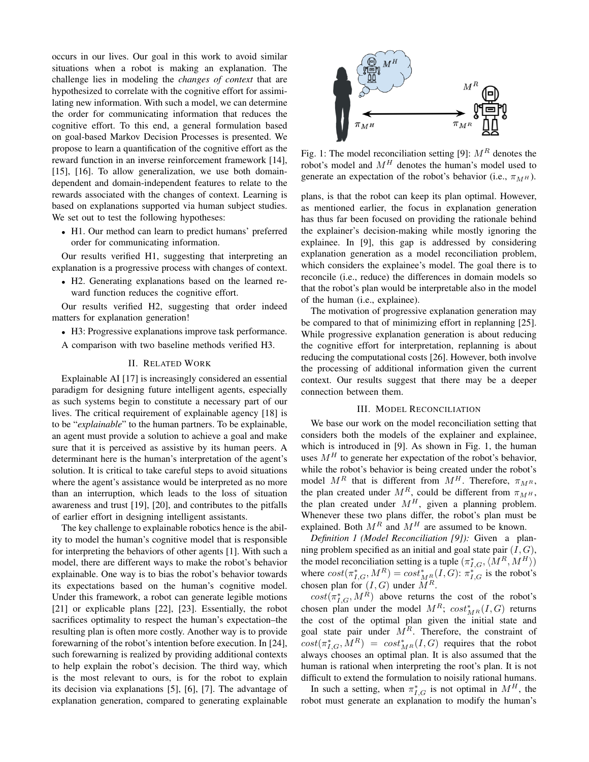occurs in our lives. Our goal in this work to avoid similar situations when a robot is making an explanation. The challenge lies in modeling the *changes of context* that are hypothesized to correlate with the cognitive effort for assimilating new information. With such a model, we can determine the order for communicating information that reduces the cognitive effort. To this end, a general formulation based on goal-based Markov Decision Processes is presented. We propose to learn a quantification of the cognitive effort as the reward function in an inverse reinforcement framework [14], [15], [16]. To allow generalization, we use both domain-dependent and domain-independent features to relate to the rewards associated with the changes of context. Learning is based on explanations supported via human subject studies. We set out to test the following hypotheses:

- H1. Our method can learn to predict humans' preferred order for communicating information.

Our results verified H1, suggesting that interpreting an explanation is a progressive process with changes of context.

- H2. Generating explanations based on the learned reward function reduces the cognitive effort.

Our results verified H2, suggesting that order indeed matters for explanation generation!

- H3: Progressive explanations improve task performance.

A comparison with two baseline methods verified H3.

## II. Related Work

Explainable AI [17] is increasingly considered an essential paradigm for designing future intelligent agents, especially as such systems begin to constitute a necessary part of our lives. The critical requirement of explainable agency [18] is to be "*explainable*" to the human partners. To be explainable, an agent must provide a solution to achieve a goal and make sure that it is perceived as assistive by its human peers. A determinant here is the human's interpretation of the agent's solution. It is critical to take careful steps to avoid situations where the agent's assistance would be interpreted as no more than an interruption, which leads to the loss of situation awareness and trust [19], [20], and contributes to the pitfalls of earlier effort in designing intelligent assistants.

The key challenge to explainable robotics hence is the ability to model the human's cognitive model that is responsible for interpreting the behaviors of other agents [1]. With such a model, there are different ways to make the robot's behavior explainable. One way is to bias the robot's behavior towards its expectations based on the human's cognitive model. Under this framework, a robot can generate legible motions [21] or explicable plans [22], [23]. Essentially, the robot sacrifices optimality to respect the human's expectation–the resulting plan is often more costly. Another way is to provide forewarning of the robot's intention before execution. In [24], such forewarning is realized by providing additional contexts to help explain the robot's decision. The third way, which is the most relevant to ours, is for the robot to explain its decision via explanations [5], [6], [7]. The advantage of explanation generation, compared to generating explainable plans, is that the robot can keep its plan optimal. However, as mentioned earlier, the focus in explanation generation has thus far been focused on providing the rationale behind the explainer's decision-making while mostly ignoring the explainee. In [9], this gap is addressed by considering explanation generation as a model reconciliation problem, which considers the explainee's model. The goal there is to reconcile (i.e., reduce) the differences in domain models so that the robot's plan would be interpretable also in the model of the human (i.e., explainee).

The motivation of progressive explanation generation may be compared to that of minimizing effort in replanning [25]. While progressive explanation generation is about reducing the cognitive effort for interpretation, replanning is about reducing the computational costs [26]. However, both involve the processing of additional information given the current context. Our results suggest that there may be a deeper connection between them.

Fig. 1: The model reconciliation setting [9]: $M^R$ denotes the robot's model and $M^H$ denotes the human's model used to generate an expectation of the robot's behavior (i.e., $\pi_{M^H}$).

## III. Model Reconciliation

We base our work on the model reconciliation setting that considers both the models of the explainer and explainee, which is introduced in [9]. As shown in Fig. 1, the human uses $M^H$ to generate her expectation of the robot's behavior, while the robot's behavior is being created under the robot's model $M^R$ that is different from $M^H$. Therefore, $\pi_{M^R}$, the plan created under $M^R$, could be different from $\pi_{M^H}$, the plan created under $M^H$, given a planning problem. Whenever these two plans differ, the robot's plan must be explained. Both $M^R$ and $M^H$ are assumed to be known.

*Definition 1 (Model Reconciliation [9]):* Given a planning problem specified as an initial and goal state pair $(I, G)$, the model reconciliation setting is a tuple $(\pi^*_{I,G}, \langle M^R, M^H \rangle)$ where $cost(\pi^*_{I,G}, M^R) = cost^*_{M^R}(I, G)$: $\pi^*_{I,G}$ is the robot's chosen plan for $(I, G)$ under $M^R$.

$cost(\pi^*_{I,G}, M^R)$ above returns the cost of the robot's chosen plan under the model $M^R$; $cost^*_{M^R}(I, G)$ returns the cost of the optimal plan given the initial state and goal state pair under $M^R$. Therefore, the constraint of $cost(\pi^*_{I,G}, M^R) = cost^*_{M^R}(I, G)$ requires that the robot always chooses an optimal plan. It is also assumed that the human is rational when interpreting the root's plan. It is not difficult to extend the formulation to noisily rational humans.

In such a setting, when $\pi^*_{I,G}$ is not optimal in $M^H$, the robot must generate an explanation to modify the human's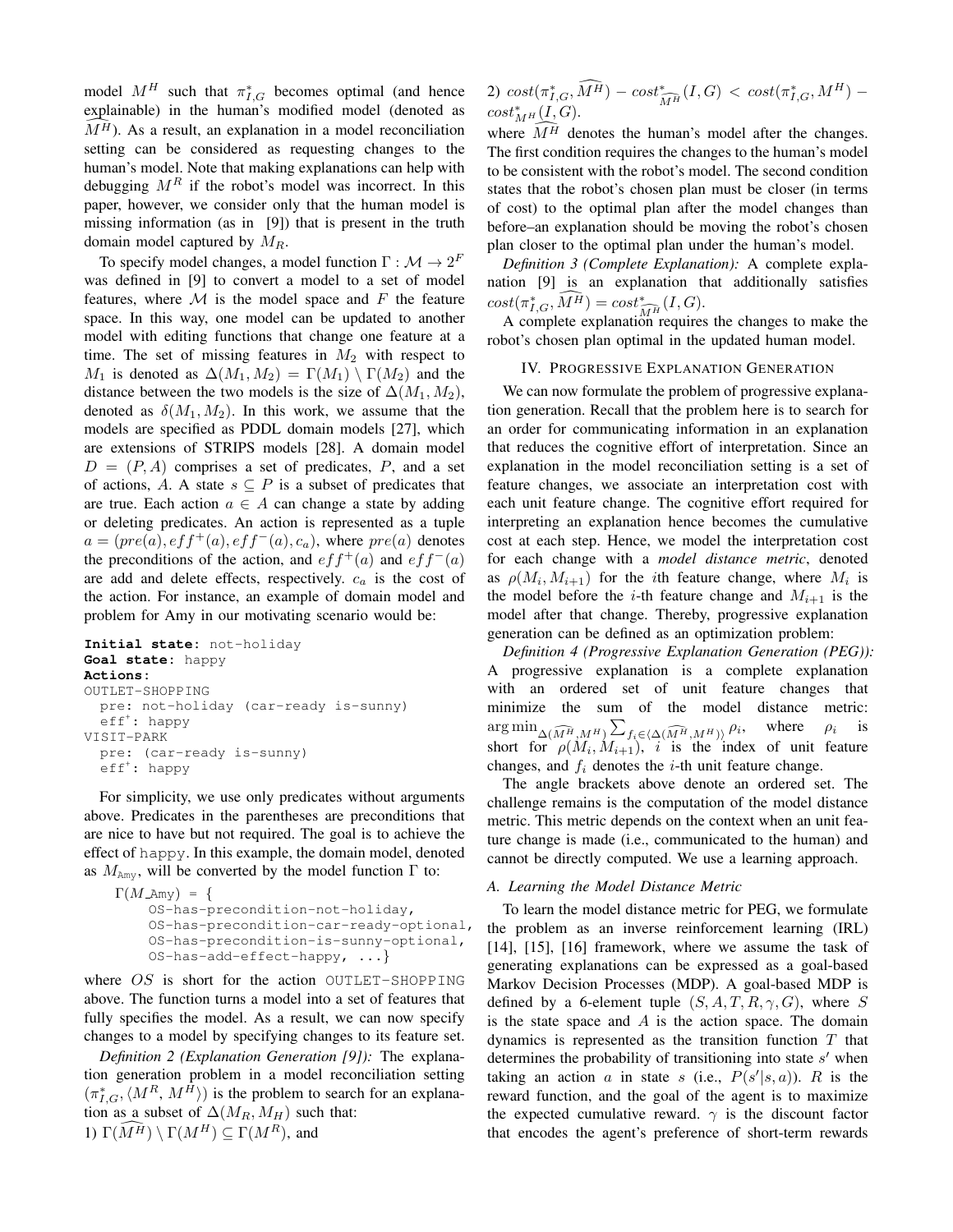model $M^H$ such that $\pi^*_{I,G}$ becomes optimal (and hence explainable) in the human's modified model (denoted as $\widehat{M^H}$). As a result, an explanation in a model reconciliation setting can be considered as requesting changes to the human's model. Note that making explanations can help with debugging $M^R$ if the robot's model was incorrect. In this paper, however, we consider only that the human model is missing information (as in [9]) that is present in the truth domain model captured by $M_R$.

To specify model changes, a model function $\Gamma : \mathcal{M} \rightarrow 2^F$ was defined in [9] to convert a model to a set of model features, where $\mathcal{M}$ is the model space and $F$ the feature space. In this way, one model can be updated to another model with editing functions that change one feature at a time. The set of missing features in $M_2$ with respect to $M_1$ is denoted as $\Delta(M_1, M_2) = \Gamma(M_1) \setminus \Gamma(M_2)$ and the distance between the two models is the size of $\Delta(M_1, M_2)$, denoted as $\delta(M_1, M_2)$. In this work, we assume that the models are specified as PDDL domain models [27], which are extensions of STRIPS models [28]. A domain model $D = (P, A)$ comprises a set of predicates, $P$, and a set of actions, $A$. A state $s \subseteq P$ is a subset of predicates that are true. Each action $a \in A$ can change a state by adding or deleting predicates. An action is represented as a tuple $a = (pre(a), eff^+(a), eff^-(a), c_a)$, where $pre(a)$ denotes the preconditions of the action, and $eff^+(a)$ and $eff^-(a)$ are add and delete effects, respectively. $c_a$ is the cost of the action. For instance, an example of domain model and problem for Amy in our motivating scenario would be:

```
Initial state: not-holiday
Goal state: happy
Actions:
OUTLET-SHOPPING
  pre: not-holiday (car-ready is-sunny)
  eff+: happy
VISIT-PARK
  pre: (car-ready is-sunny)
  eff+: happy
```

For simplicity, we use only predicates without arguments above. Predicates in the parentheses are preconditions that are nice to have but not required. The goal is to achieve the effect of `happy`. In this example, the domain model, denoted as $M_{\text{Amy}}$, will be converted by the model function $\Gamma$ to:

```
Γ(M_Amy) = {
    OS-has-precondition-not-holiday,
    OS-has-precondition-car-ready-optional,
    OS-has-precondition-is-sunny-optional,
    OS-has-add-effect-happy, ...}
```

where $OS$ is short for the action `OUTLET-SHOPPING` above. The function turns a model into a set of features that fully specifies the model. As a result, we can now specify changes to a model by specifying changes to its feature set.

*Definition 2 (Explanation Generation [9]):* The explanation generation problem in a model reconciliation setting $(\pi^*_{I,G}, \langle M^R, M^H \rangle)$ is the problem to search for an explanation as a subset of $\Delta(M_R, M_H)$ such that:

1) $\Gamma(\widehat{M^H}) \setminus \Gamma(M^H) \subseteq \Gamma(M^R)$, and

2) $cost(\pi^*_{I,G}, \widehat{M^H}) - cost^*_{\widehat{M^H}}(I, G) < cost(\pi^*_{I,G}, M^H) - cost^*_{M^H}(I, G)$.

where $\widehat{M^H}$ denotes the human's model after the changes. The first condition requires the changes to the human's model to be consistent with the robot's model. The second condition states that the robot's chosen plan must be closer (in terms of cost) to the optimal plan after the model changes than before–an explanation should be moving the robot's chosen plan closer to the optimal plan under the human's model.

*Definition 3 (Complete Explanation):* A complete explanation [9] is an explanation that additionally satisfies $cost(\pi^*_{I,G}, \widehat{M^H}) = cost^*_{\widehat{M^H}}(I, G)$.

A complete explanation requires the changes to make the robot's chosen plan optimal in the updated human model.

## IV. Progressive Explanation Generation

We can now formulate the problem of progressive explanation generation. Recall that the problem here is to search for an order for communicating information in an explanation that reduces the cognitive effort of interpretation. Since an explanation in the model reconciliation setting is a set of feature changes, we associate an interpretation cost with each unit feature change. The cognitive effort required for interpreting an explanation hence becomes the cumulative cost at each step. Hence, we model the interpretation cost for each change with a *model distance metric*, denoted as $\rho(M_i, M_{i+1})$ for the $i$th feature change, where $M_i$ is the model before the $i$-th feature change and $M_{i+1}$ is the model after that change. Thereby, progressive explanation generation can be defined as an optimization problem:

*Definition 4 (Progressive Explanation Generation (PEG)):* A progressive explanation is a complete explanation with an ordered set of unit feature changes that minimize the sum of the model distance metric: $\arg\min_{\Delta(\widehat{M^H}, M^H)} \sum_{f_i \in \langle \Delta(\widehat{M^H}, M^H) \rangle} \rho_i$, where $\rho_i$ is short for $\rho(M_i, M_{i+1})$, $i$ is the index of unit feature changes, and $f_i$ denotes the $i$-th unit feature change.

The angle brackets above denote an ordered set. The challenge remains is the computation of the model distance metric. This metric depends on the context when an unit feature change is made (i.e., communicated to the human) and cannot be directly computed. We use a learning approach.

### A. Learning the Model Distance Metric

To learn the model distance metric for PEG, we formulate the problem as an inverse reinforcement learning (IRL) [14], [15], [16] framework, where we assume the task of generating explanations can be expressed as a goal-based Markov Decision Processes (MDP). A goal-based MDP is defined by a 6-element tuple $(S, A, T, R, \gamma, G)$, where $S$ is the state space and $A$ is the action space. The domain dynamics is represented as the transition function $T$ that determines the probability of transitioning into state $s'$ when taking an action $a$ in state $s$ (i.e., $P(s'|s, a)$). $R$ is the reward function, and the goal of the agent is to maximize the expected cumulative reward. $\gamma$ is the discount factor that encodes the agent's preference of short-term rewards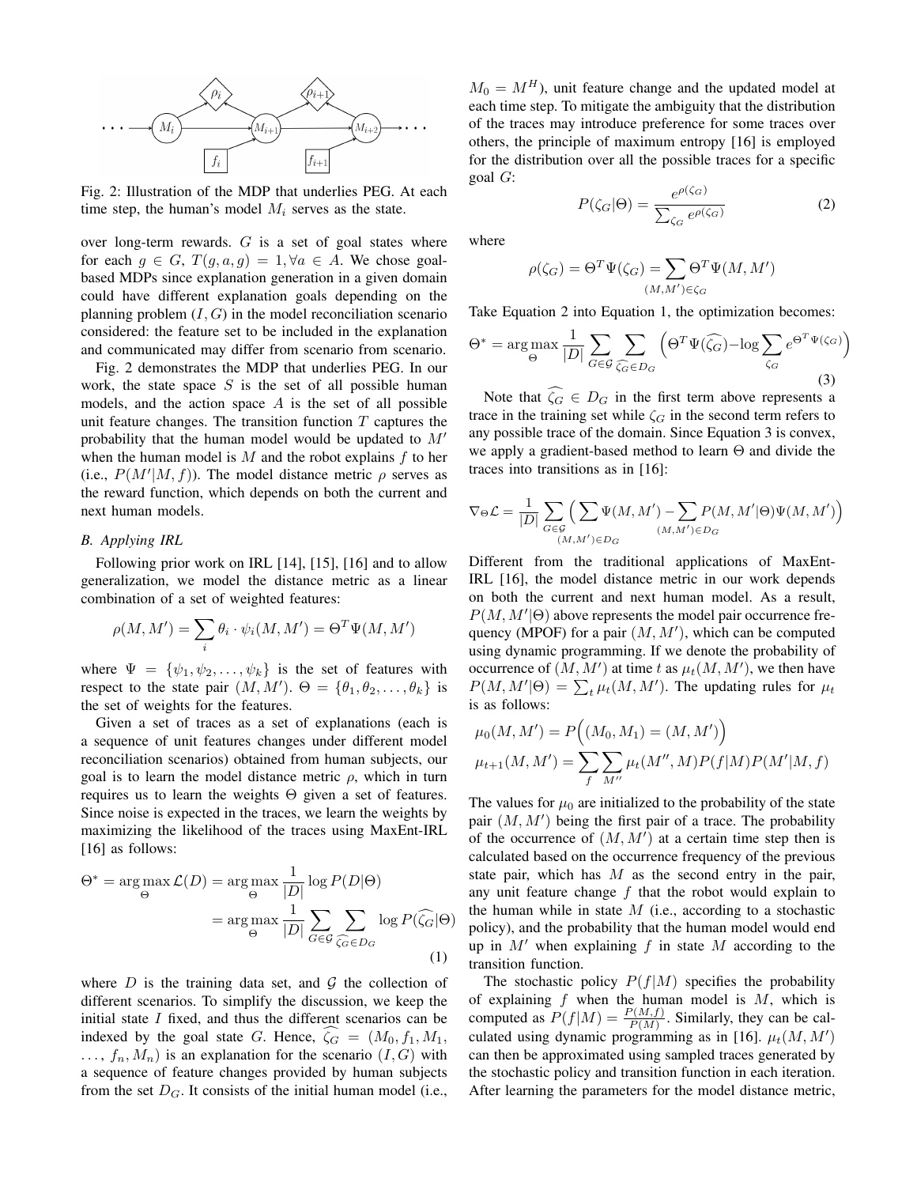Fig. 2: Illustration of the MDP that underlies PEG. At each time step, the human's model $M_i$ serves as the state.

over long-term rewards. $G$ is a set of goal states where for each $g \in G$, $T(g, a, g) = 1, \forall a \in A$. We chose goal-based MDPs since explanation generation in a given domain could have different explanation goals depending on the planning problem $(I, G)$ in the model reconciliation scenario considered: the feature set to be included in the explanation and communicated may differ from scenario from scenario.

Fig. 2 demonstrates the MDP that underlies PEG. In our work, the state space $S$ is the set of all possible human models, and the action space $A$ is the set of all possible unit feature changes. The transition function $T$ captures the probability that the human model would be updated to $M'$ when the human model is $M$ and the robot explains $f$ to her (i.e., $P(M'|M, f)$). The model distance metric $\rho$ serves as the reward function, which depends on both the current and next human models.

### B. Applying IRL

Following prior work on IRL [14], [15], [16] and to allow generalization, we model the distance metric as a linear combination of a set of weighted features:

$$\rho(M, M') = \sum_i \theta_i \cdot \psi_i(M, M') = \Theta^T \Psi(M, M')$$

where $\Psi = \{\psi_1, \psi_2, \ldots, \psi_k\}$ is the set of features with respect to the state pair $(M, M')$. $\Theta = \{\theta_1, \theta_2, \ldots, \theta_k\}$ is the set of weights for the features.

Given a set of traces as a set of explanations (each is a sequence of unit features changes under different model reconciliation scenarios) obtained from human subjects, our goal is to learn the model distance metric $\rho$, which in turn requires us to learn the weights $\Theta$ given a set of features. Since noise is expected in the traces, we learn the weights by maximizing the likelihood of the traces using MaxEnt-IRL [16] as follows:

$$\begin{aligned}\Theta^* = \arg\max_{\Theta} \mathcal{L}(D) &= \arg\max_{\Theta} \frac{1}{|D|} \log P(D|\Theta) \\ &= \arg\max_{\Theta} \frac{1}{|D|} \sum_{G \in \mathcal{G}} \sum_{\widehat{\zeta_G} \in D_G} \log P(\widehat{\zeta_G}|\Theta)\end{aligned} \tag{1}$$

where $D$ is the training data set, and $\mathcal{G}$ the collection of different scenarios. To simplify the discussion, we keep the initial state $I$ fixed, and thus the different scenarios can be indexed by the goal state $G$. Hence, $\widehat{\zeta_G} = (M_0, f_1, M_1, \ldots, f_n, M_n)$ is an explanation for the scenario $(I, G)$ with a sequence of feature changes provided by human subjects from the set $D_G$. It consists of the initial human model (i.e., $M_0 = M^H$), unit feature change and the updated model at each time step. To mitigate the ambiguity that the distribution of the traces may introduce preference for some traces over others, the principle of maximum entropy [16] is employed for the distribution over all the possible traces for a specific goal $G$:

$$P(\zeta_G|\Theta) = \frac{e^{\rho(\zeta_G)}}{\sum_{\zeta_G} e^{\rho(\zeta_G)}} \tag{2}$$

where

$$\rho(\zeta_G) = \Theta^T \Psi(\zeta_G) = \sum_{(M, M') \in \zeta_G} \Theta^T \Psi(M, M')$$

Take Equation 2 into Equation 1, the optimization becomes:

$$\Theta^* = \arg\max_{\Theta} \frac{1}{|D|} \sum_{G \in \mathcal{G}} \sum_{\widehat{\zeta_G} \in D_G} \Big( \Theta^T \Psi(\widehat{\zeta_G}) - \log \sum_{\zeta_G} e^{\Theta^T \Psi(\zeta_G)} \Big) \tag{3}$$

Note that $\widehat{\zeta_G} \in D_G$ in the first term above represents a trace in the training set while $\zeta_G$ in the second term refers to any possible trace of the domain. Since Equation 3 is convex, we apply a gradient-based method to learn $\Theta$ and divide the traces into transitions as in [16]:

$$\nabla_\Theta \mathcal{L} = \frac{1}{|D|} \sum_{G \in \mathcal{G}} \Big( \sum_{(M, M') \in D_G} \Psi(M, M') - \sum_{(M, M') \in D_G} P(M, M'|\Theta) \Psi(M, M') \Big)$$

Different from the traditional applications of MaxEnt-IRL [16], the model distance metric in our work depends on both the current and next human model. As a result, $P(M, M'|\Theta)$ above represents the model pair occurrence frequency (MPOF) for a pair $(M, M')$, which can be computed using dynamic programming. If we denote the probability of occurrence of $(M, M')$ at time $t$ as $\mu_t(M, M')$, we then have $P(M, M'|\Theta) = \sum_t \mu_t(M, M')$. The updating rules for $\mu_t$ is as follows:

$$\mu_0(M, M') = P\Big((M_0, M_1) = (M, M')\Big)$$

$$\mu_{t+1}(M, M') = \sum_f \sum_{M''} \mu_t(M'', M) P(f|M) P(M'|M, f)$$

The values for $\mu_0$ are initialized to the probability of the state pair $(M, M')$ being the first pair of a trace. The probability of the occurrence of $(M, M')$ at a certain time step then is calculated based on the occurrence frequency of the previous state pair, which has $M$ as the second entry in the pair, any unit feature change $f$ that the robot would explain to the human while in state $M$ (i.e., according to a stochastic policy), and the probability that the human model would end up in $M'$ when explaining $f$ in state $M$ according to the transition function.

The stochastic policy $P(f|M)$ specifies the probability of explaining $f$ when the human model is $M$, which is computed as $P(f|M) = \frac{P(M, f)}{P(M)}$. Similarly, they can be calculated using dynamic programming as in [16]. $\mu_t(M, M')$ can then be approximated using sampled traces generated by the stochastic policy and transition function in each iteration. After learning the parameters for the model distance metric,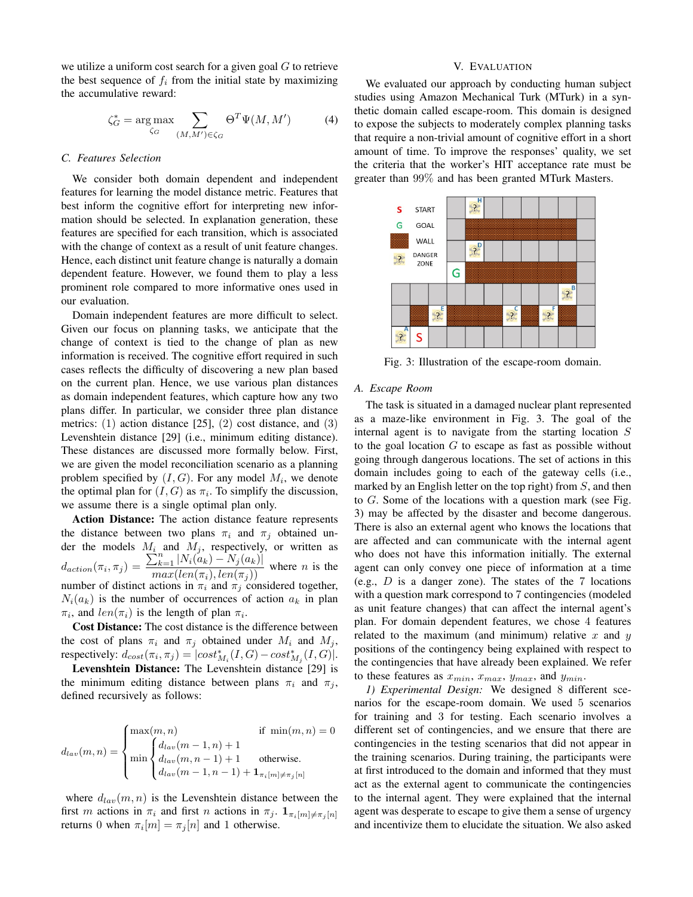we utilize a uniform cost search for a given goal $G$ to retrieve the best sequence of $f_i$ from the initial state by maximizing the accumulative reward:

$$\zeta_G^* = \arg\max_{\zeta_G} \sum_{(M,M') \in \zeta_G} \Theta^T \Psi(M, M') \tag{4}$$

### C. Features Selection

We consider both domain dependent and independent features for learning the model distance metric. Features that best inform the cognitive effort for interpreting new information should be selected. In explanation generation, these features are specified for each transition, which is associated with the change of context as a result of unit feature changes. Hence, each distinct unit feature change is naturally a domain dependent feature. However, we found them to play a less prominent role compared to more informative ones used in our evaluation.

Domain independent features are more difficult to select. Given our focus on planning tasks, we anticipate that the change of context is tied to the change of plan as new information is received. The cognitive effort required in such cases reflects the difficulty of discovering a new plan based on the current plan. Hence, we use various plan distances as domain independent features, which capture how any two plans differ. In particular, we consider three plan distance metrics: (1) action distance [25], (2) cost distance, and (3) Levenshtein distance [29] (i.e., minimum editing distance). These distances are discussed more formally below. First, we are given the model reconciliation scenario as a planning problem specified by $(I, G)$. For any model $M_i$, we denote the optimal plan for $(I, G)$ as $\pi_i$. To simplify the discussion, we assume there is a single optimal plan only.

**Action Distance:** The action distance feature represents the distance between two plans $\pi_i$ and $\pi_j$ obtained under the models $M_i$ and $M_j$, respectively, or written as $d_{action}(\pi_i, \pi_j) = \dfrac{\sum_{k=1}^{n} |N_i(a_k) - N_j(a_k)|}{max(len(\pi_i), len(\pi_j))}$ where $n$ is the number of distinct actions in $\pi_i$ and $\pi_j$ considered together, $N_i(a_k)$ is the number of occurrences of action $a_k$ in plan $\pi_i$, and $len(\pi_i)$ is the length of plan $\pi_i$.

**Cost Distance:** The cost distance is the difference between the cost of plans $\pi_i$ and $\pi_j$ obtained under $M_i$ and $M_j$, respectively: $d_{cost}(\pi_i, \pi_j) = |cost^*_{M_i}(I, G) - cost^*_{M_j}(I, G)|$.

**Levenshtein Distance:** The Levenshtein distance [29] is the minimum editing distance between plans $\pi_i$ and $\pi_j$, defined recursively as follows:

$$d_{lav}(m, n) = \begin{cases} \max(m, n) & \text{if } \min(m, n) = 0 \\ \min \begin{cases} d_{lav}(m-1, n) + 1 \\ d_{lav}(m, n-1) + 1 \\ d_{lav}(m-1, n-1) + \mathbf{1}_{\pi_i[m] \neq \pi_j[n]} \end{cases} & \text{otherwise.} \end{cases}$$

where $d_{lav}(m, n)$ is the Levenshtein distance between the first $m$ actions in $\pi_i$ and first $n$ actions in $\pi_j$. $\mathbf{1}_{\pi_i[m] \neq \pi_j[n]}$ returns 0 when $\pi_i[m] = \pi_j[n]$ and 1 otherwise.

## V. Evaluation

We evaluated our approach by conducting human subject studies using Amazon Mechanical Turk (MTurk) in a synthetic domain called escape-room. This domain is designed to expose the subjects to moderately complex planning tasks that require a non-trivial amount of cognitive effort in a short amount of time. To improve the responses' quality, we set the criteria that the worker's HIT acceptance rate must be greater than 99% and has been granted MTurk Masters.

Fig. 3: Illustration of the escape-room domain.

### A. Escape Room

The task is situated in a damaged nuclear plant represented as a maze-like environment in Fig. 3. The goal of the internal agent is to navigate from the starting location $S$ to the goal location $G$ to escape as fast as possible without going through dangerous locations. The set of actions in this domain includes going to each of the gateway cells (i.e., marked by an English letter on the top right) from $S$, and then to $G$. Some of the locations with a question mark (see Fig. 3) may be affected by the disaster and become dangerous. There is also an external agent who knows the locations that are affected and can communicate with the internal agent who does not have this information initially. The external agent can only convey one piece of information at a time (e.g., $D$ is a danger zone). The states of the 7 locations with a question mark correspond to 7 contingencies (modeled as unit feature changes) that can affect the internal agent's plan. For domain dependent features, we chose 4 features related to the maximum (and minimum) relative $x$ and $y$ positions of the contingency being explained with respect to the contingencies that have already been explained. We refer to these features as $x_{min}$, $x_{max}$, $y_{max}$, and $y_{min}$.

*1) Experimental Design:* We designed 8 different scenarios for the escape-room domain. We used 5 scenarios for training and 3 for testing. Each scenario involves a different set of contingencies, and we ensure that there are contingencies in the testing scenarios that did not appear in the training scenarios. During training, the participants were at first introduced to the domain and informed that they must act as the external agent to communicate the contingencies to the internal agent. They were explained that the internal agent was desperate to escape to give them a sense of urgency and incentivize them to elucidate the situation. We also asked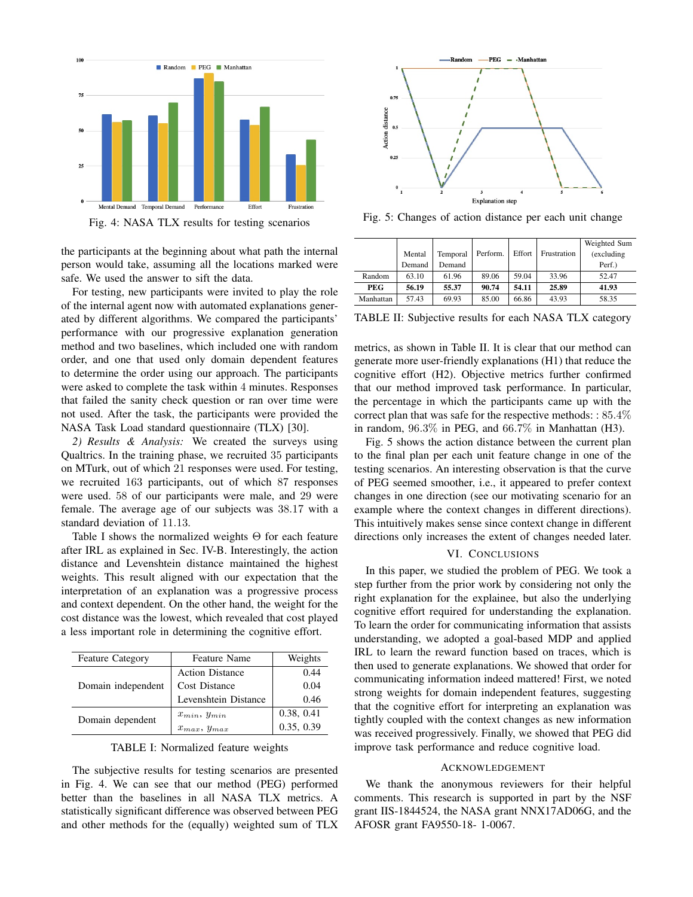Fig. 4: NASA TLX results for testing scenarios

Fig. 5: Changes of action distance per each unit change

the participants at the beginning about what path the internal person would take, assuming all the locations marked were safe. We used the answer to sift the data.

For testing, new participants were invited to play the role of the internal agent now with automated explanations generated by different algorithms. We compared the participants' performance with our progressive explanation generation method and two baselines, which included one with random order, and one that used only domain dependent features to determine the order using our approach. The participants were asked to complete the task within 4 minutes. Responses that failed the sanity check question or ran over time were not used. After the task, the participants were provided the NASA Task Load standard questionnaire (TLX) [30].

*2) Results & Analysis:* We created the surveys using Qualtrics. In the training phase, we recruited 35 participants on MTurk, out of which 21 responses were used. For testing, we recruited 163 participants, out of which 87 responses were used. 58 of our participants were male, and 29 were female. The average age of our subjects was 38.17 with a standard deviation of 11.13.

Table I shows the normalized weights $\Theta$ for each feature after IRL as explained in Sec. IV-B. Interestingly, the action distance and Levenshtein distance maintained the highest weights. This result aligned with our expectation that the interpretation of an explanation was a progressive process and context dependent. On the other hand, the weight for the cost distance was the lowest, which revealed that cost played a less important role in determining the cognitive effort.

| Feature Category | Feature Name | Weights |
|---|---|---|
| Domain independent | Action Distance | 0.44 |
| | Cost Distance | 0.04 |
| | Levenshtein Distance | 0.46 |
| Domain dependent | $x_{min}$, $y_{min}$ | 0.38, 0.41 |
| | $x_{max}$, $y_{max}$ | 0.35, 0.39 |

TABLE I: Normalized feature weights

The subjective results for testing scenarios are presented in Fig. 4. We can see that our method (PEG) performed better than the baselines in all NASA TLX metrics. A statistically significant difference was observed between PEG and other methods for the (equally) weighted sum of TLX metrics, as shown in Table II. It is clear that our method can generate more user-friendly explanations (H1) that reduce the cognitive effort (H2). Objective metrics further confirmed that our method improved task performance. In particular, the percentage in which the participants came up with the correct plan that was safe for the respective methods: : 85.4% in random, 96.3% in PEG, and 66.7% in Manhattan (H3).

| | Mental Demand | Temporal Demand | Perform. | Effort | Frustration | Weighted Sum (excluding Perf.) |
|---|---|---|---|---|---|---|
| Random | 63.10 | 61.96 | 89.06 | 59.04 | 33.96 | 52.47 |
| **PEG** | **56.19** | **55.37** | **90.74** | **54.11** | **25.89** | **41.93** |
| Manhattan | 57.43 | 69.93 | 85.00 | 66.86 | 43.93 | 58.35 |

TABLE II: Subjective results for each NASA TLX category

Fig. 5 shows the action distance between the current plan to the final plan per each unit feature change in one of the testing scenarios. An interesting observation is that the curve of PEG seemed smoother, i.e., it appeared to prefer context changes in one direction (see our motivating scenario for an example where the context changes in different directions). This intuitively makes sense since context change in different directions only increases the extent of changes needed later.

## VI. Conclusions

In this paper, we studied the problem of PEG. We took a step further from the prior work by considering not only the right explanation for the explainee, but also the underlying cognitive effort required for understanding the explanation. To learn the order for communicating information that assists understanding, we adopted a goal-based MDP and applied IRL to learn the reward function based on traces, which is then used to generate explanations. We showed that order for communicating information indeed mattered! First, we noted strong weights for domain independent features, suggesting that the cognitive effort for interpreting an explanation was tightly coupled with the context changes as new information was received progressively. Finally, we showed that PEG did improve task performance and reduce cognitive load.

## Acknowledgement

We thank the anonymous reviewers for their helpful comments. This research is supported in part by the NSF grant IIS-1844524, the NASA grant NNX17AD06G, and the AFOSR grant FA9550-18- 1-0067.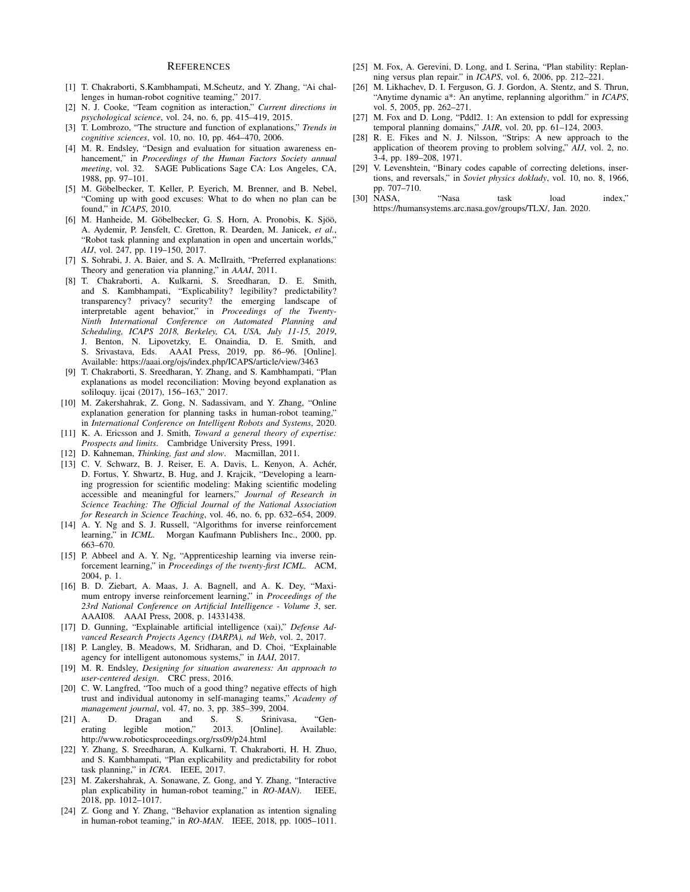## REFERENCES

[1] T. Chakraborti, S.Kambhampati, M.Scheutz, and Y. Zhang, "Ai challenges in human-robot cognitive teaming," 2017.

[2] N. J. Cooke, "Team cognition as interaction," *Current directions in psychological science*, vol. 24, no. 6, pp. 415–419, 2015.

[3] T. Lombrozo, "The structure and function of explanations," *Trends in cognitive sciences*, vol. 10, no. 10, pp. 464–470, 2006.

[4] M. R. Endsley, "Design and evaluation for situation awareness enhancement," in *Proceedings of the Human Factors Society annual meeting*, vol. 32. SAGE Publications Sage CA: Los Angeles, CA, 1988, pp. 97–101.

[5] M. Göbelbecker, T. Keller, P. Eyerich, M. Brenner, and B. Nebel, "Coming up with good excuses: What to do when no plan can be found," in *ICAPS*, 2010.

[6] M. Hanheide, M. Göbelbecker, G. S. Horn, A. Pronobis, K. Sjöö, A. Aydemir, P. Jensfelt, C. Gretton, R. Dearden, M. Janicek, *et al.*, "Robot task planning and explanation in open and uncertain worlds," *AIJ*, vol. 247, pp. 119–150, 2017.

[7] S. Sohrabi, J. A. Baier, and S. A. McIlraith, "Preferred explanations: Theory and generation via planning," in *AAAI*, 2011.

[8] T. Chakraborti, A. Kulkarni, S. Sreedharan, D. E. Smith, and S. Kambhampati, "Explicability? legibility? predictability? transparency? privacy? security? the emerging landscape of interpretable agent behavior," in *Proceedings of the Twenty-Ninth International Conference on Automated Planning and Scheduling, ICAPS 2018, Berkeley, CA, USA, July 11-15, 2019*, J. Benton, N. Lipovetzky, E. Onaindia, D. E. Smith, and S. Srivastava, Eds. AAAI Press, 2019, pp. 86–96. [Online]. Available: https://aaai.org/ojs/index.php/ICAPS/article/view/3463

[9] T. Chakraborti, S. Sreedharan, Y. Zhang, and S. Kambhampati, "Plan explanations as model reconciliation: Moving beyond explanation as soliloquy. ijcai (2017), 156–163," 2017.

[10] M. Zakershahrak, Z. Gong, N. Sadassivam, and Y. Zhang, "Online explanation generation for planning tasks in human-robot teaming," in *International Conference on Intelligent Robots and Systems*, 2020.

[11] K. A. Ericsson and J. Smith, *Toward a general theory of expertise: Prospects and limits*. Cambridge University Press, 1991.

[12] D. Kahneman, *Thinking, fast and slow*. Macmillan, 2011.

[13] C. V. Schwarz, B. J. Reiser, E. A. Davis, L. Kenyon, A. Achér, D. Fortus, Y. Shwartz, B. Hug, and J. Krajcik, "Developing a learning progression for scientific modeling: Making scientific modeling accessible and meaningful for learners," *Journal of Research in Science Teaching: The Official Journal of the National Association for Research in Science Teaching*, vol. 46, no. 6, pp. 632–654, 2009.

[14] A. Y. Ng and S. J. Russell, "Algorithms for inverse reinforcement learning," in *ICML*. Morgan Kaufmann Publishers Inc., 2000, pp. 663–670.

[15] P. Abbeel and A. Y. Ng, "Apprenticeship learning via inverse reinforcement learning," in *Proceedings of the twenty-first ICML*. ACM, 2004, p. 1.

[16] B. D. Ziebart, A. Maas, J. A. Bagnell, and A. K. Dey, "Maximum entropy inverse reinforcement learning," in *Proceedings of the 23rd National Conference on Artificial Intelligence - Volume 3*, ser. AAAI08. AAAI Press, 2008, p. 14331438.

[17] D. Gunning, "Explainable artificial intelligence (xai)," *Defense Advanced Research Projects Agency (DARPA), nd Web*, vol. 2, 2017.

[18] P. Langley, B. Meadows, M. Sridharan, and D. Choi, "Explainable agency for intelligent autonomous systems," in *IAAI*, 2017.

[19] M. R. Endsley, *Designing for situation awareness: An approach to user-centered design*. CRC press, 2016.

[20] C. W. Langfred, "Too much of a good thing? negative effects of high trust and individual autonomy in self-managing teams," *Academy of management journal*, vol. 47, no. 3, pp. 385–399, 2004.

[21] A. D. Dragan and S. S. Srinivasa, "Generating legible motion," 2013. [Online]. Available: http://www.roboticsproceedings.org/rss09/p24.html

[22] Y. Zhang, S. Sreedharan, A. Kulkarni, T. Chakraborti, H. H. Zhuo, and S. Kambhampati, "Plan explicability and predictability for robot task planning," in *ICRA*. IEEE, 2017.

[23] M. Zakershahrak, A. Sonawane, Z. Gong, and Y. Zhang, "Interactive plan explicability in human-robot teaming," in *RO-MAN)*. IEEE, 2018, pp. 1012–1017.

[24] Z. Gong and Y. Zhang, "Behavior explanation as intention signaling in human-robot teaming," in *RO-MAN*. IEEE, 2018, pp. 1005–1011.

[25] M. Fox, A. Gerevini, D. Long, and I. Serina, "Plan stability: Replanning versus plan repair." in *ICAPS*, vol. 6, 2006, pp. 212–221.

[26] M. Likhachev, D. I. Ferguson, G. J. Gordon, A. Stentz, and S. Thrun, "Anytime dynamic a*: An anytime, replanning algorithm." in *ICAPS*, vol. 5, 2005, pp. 262–271.

[27] M. Fox and D. Long, "Pddl2. 1: An extension to pddl for expressing temporal planning domains," *JAIR*, vol. 20, pp. 61–124, 2003.

[28] R. E. Fikes and N. J. Nilsson, "Strips: A new approach to the application of theorem proving to problem solving," *AIJ*, vol. 2, no. 3-4, pp. 189–208, 1971.

[29] V. Levenshtein, "Binary codes capable of correcting deletions, insertions, and reversals," in *Soviet physics doklady*, vol. 10, no. 8, 1966, pp. 707–710.

[30] NASA, "Nasa task load index," https://humansystems.arc.nasa.gov/groups/TLX/, Jan. 2020.